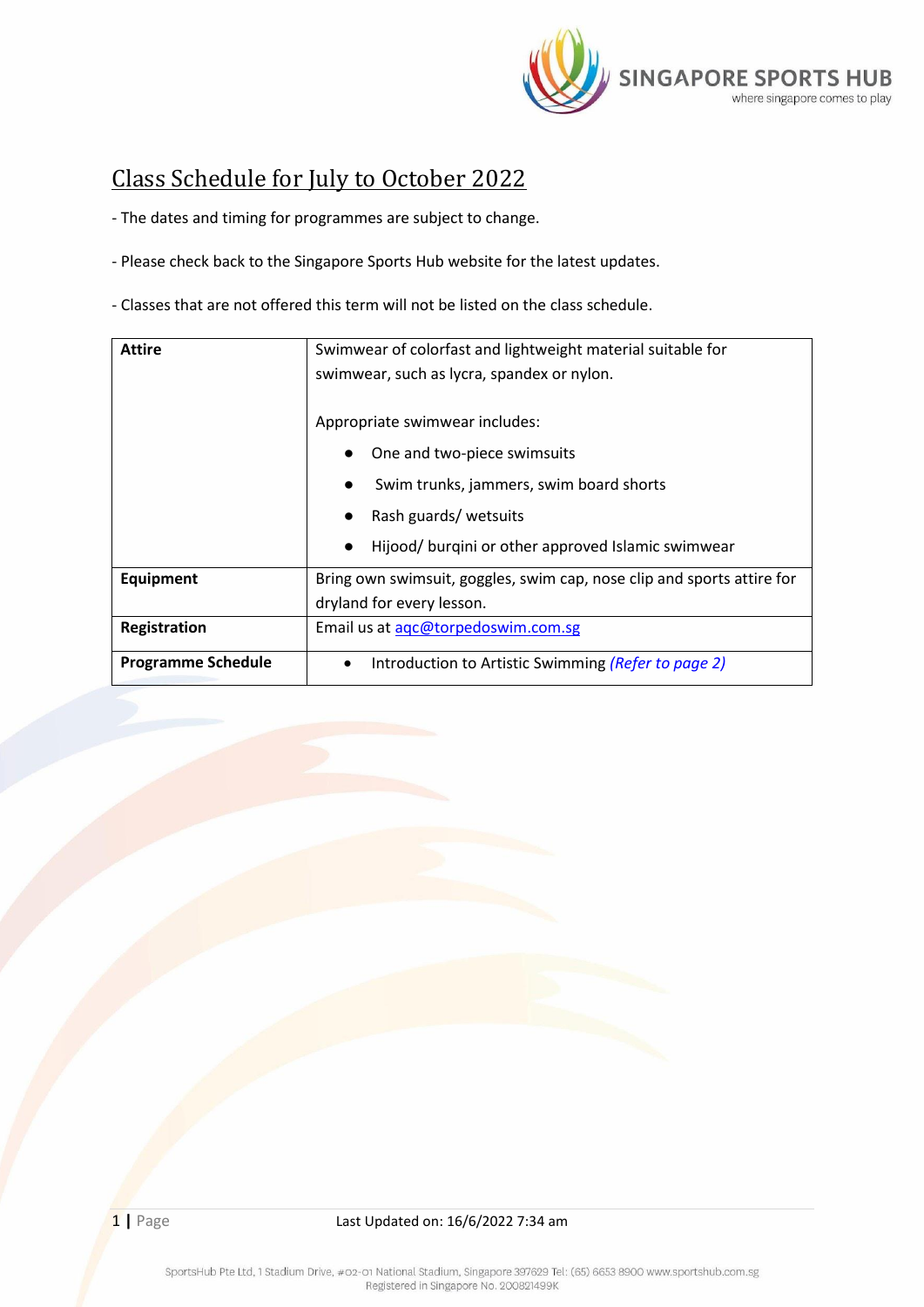# Class Schedule for July to October 2022

- The dates and timing for programmes are subject to change.

- Please check back to the Singapore Sports Hub website for the latest updates.

- Classes that are not offered this term will not be listed on the class schedule.

| **Attire** | Swimwear of colorfast and lightweight material suitable for swimwear, such as lycra, spandex or nylon.<br><br>Appropriate swimwear includes:<br>• One and two-piece swimsuits<br>• Swim trunks, jammers, swim board shorts<br>• Rash guards/ wetsuits<br>• Hijood/ burqini or other approved Islamic swimwear |
|---|---|
| **Equipment** | Bring own swimsuit, goggles, swim cap, nose clip and sports attire for dryland for every lesson. |
| **Registration** | Email us at aqc@torpedoswim.com.sg |
| **Programme Schedule** | • Introduction to Artistic Swimming *(Refer to page 2)* |

Last Updated on: 16/6/2022 7:34 am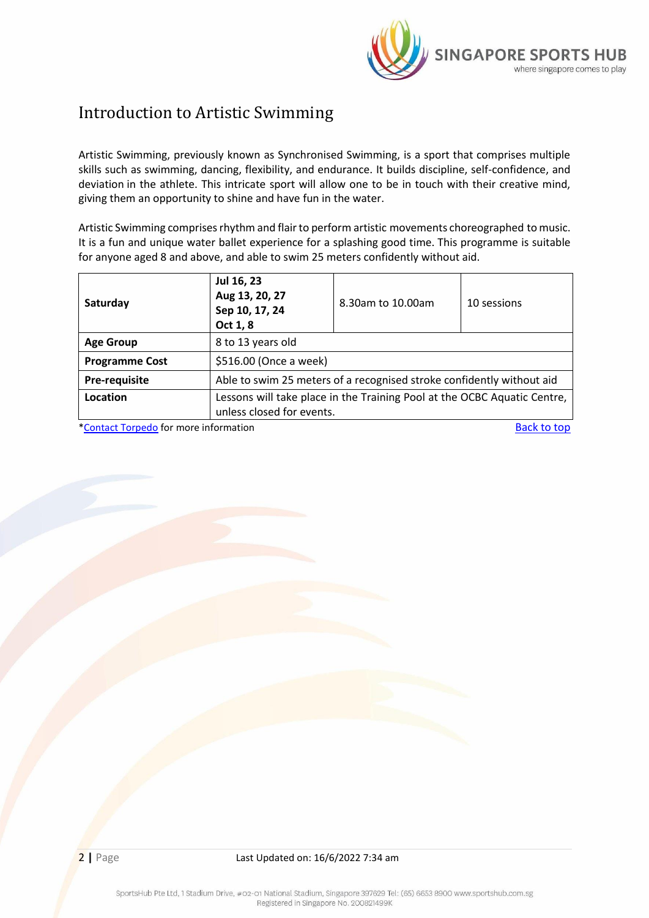# Introduction to Artistic Swimming

Artistic Swimming, previously known as Synchronised Swimming, is a sport that comprises multiple skills such as swimming, dancing, flexibility, and endurance. It builds discipline, self-confidence, and deviation in the athlete. This intricate sport will allow one to be in touch with their creative mind, giving them an opportunity to shine and have fun in the water.

Artistic Swimming comprises rhythm and flair to perform artistic movements choreographed to music. It is a fun and unique water ballet experience for a splashing good time. This programme is suitable for anyone aged 8 and above, and able to swim 25 meters confidently without aid.

| | | | |
|---|---|---|---|
| **Saturday** | **Jul 16, 23**<br>**Aug 13, 20, 27**<br>**Sep 10, 17, 24**<br>**Oct 1, 8** | 8.30am to 10.00am | 10 sessions |
| **Age Group** | 8 to 13 years old | | |
| **Programme Cost** | $516.00 (Once a week) | | |
| **Pre-requisite** | Able to swim 25 meters of a recognised stroke confidently without aid | | |
| **Location** | Lessons will take place in the Training Pool at the OCBC Aquatic Centre, unless closed for events. | | |

*Contact Torpedo for more information

Back to top

Last Updated on: 16/6/2022 7:34 am